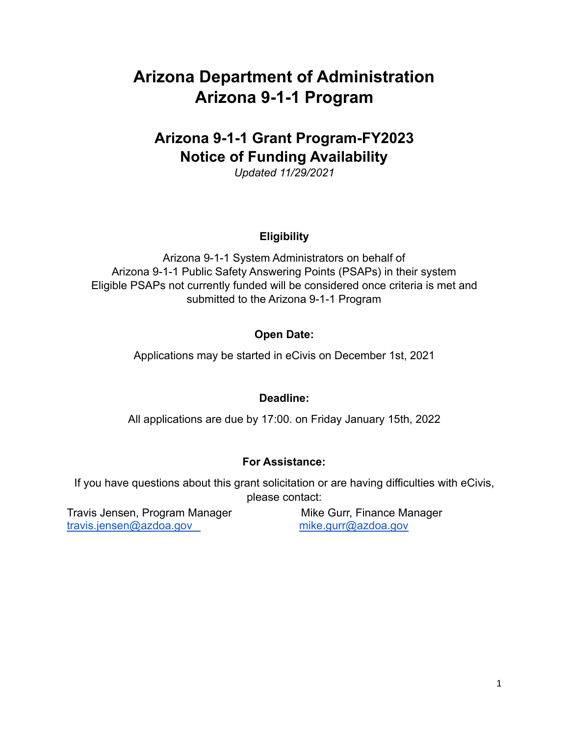# Arizona Department of Administration
# Arizona 9-1-1 Program

## Arizona 9-1-1 Grant Program-FY2023
## Notice of Funding Availability

*Updated 11/29/2021*

**Eligibility**

Arizona 9-1-1 System Administrators on behalf of
Arizona 9-1-1 Public Safety Answering Points (PSAPs) in their system
Eligible PSAPs not currently funded will be considered once criteria is met and submitted to the Arizona 9-1-1 Program

**Open Date:**

Applications may be started in eCivis on December 1st, 2021

**Deadline:**

All applications are due by 17:00. on Friday January 15th, 2022

**For Assistance:**

If you have questions about this grant solicitation or are having difficulties with eCivis, please contact:

Travis Jensen, Program Manager
travis.jensen@azdoa.gov

Mike Gurr, Finance Manager
mike.gurr@azdoa.gov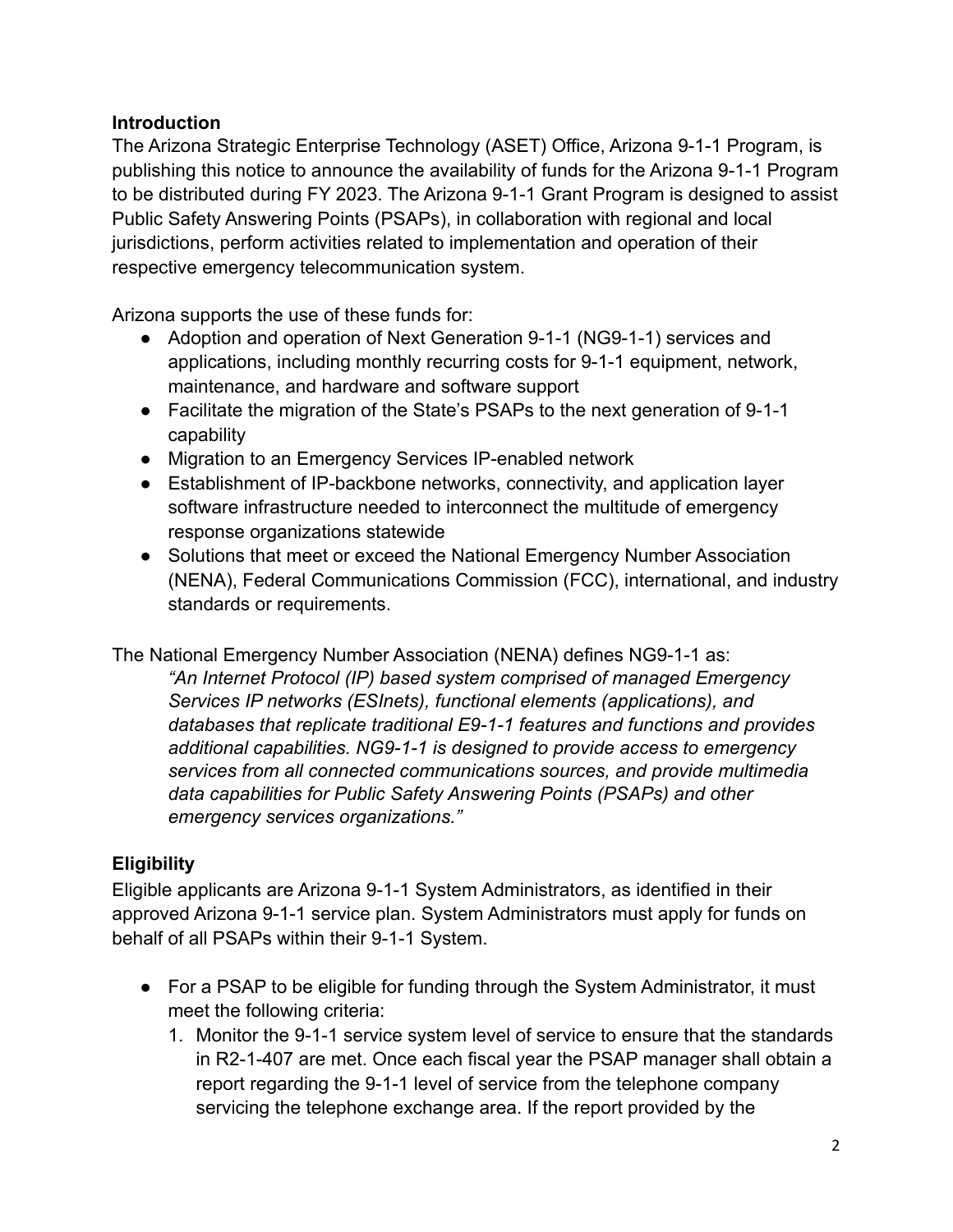**Introduction**

The Arizona Strategic Enterprise Technology (ASET) Office, Arizona 9-1-1 Program, is publishing this notice to announce the availability of funds for the Arizona 9-1-1 Program to be distributed during FY 2023. The Arizona 9-1-1 Grant Program is designed to assist Public Safety Answering Points (PSAPs), in collaboration with regional and local jurisdictions, perform activities related to implementation and operation of their respective emergency telecommunication system.

Arizona supports the use of these funds for:

- Adoption and operation of Next Generation 9-1-1 (NG9-1-1) services and applications, including monthly recurring costs for 9-1-1 equipment, network, maintenance, and hardware and software support
- Facilitate the migration of the State's PSAPs to the next generation of 9-1-1 capability
- Migration to an Emergency Services IP-enabled network
- Establishment of IP-backbone networks, connectivity, and application layer software infrastructure needed to interconnect the multitude of emergency response organizations statewide
- Solutions that meet or exceed the National Emergency Number Association (NENA), Federal Communications Commission (FCC), international, and industry standards or requirements.

The National Emergency Number Association (NENA) defines NG9-1-1 as:

> *"An Internet Protocol (IP) based system comprised of managed Emergency Services IP networks (ESInets), functional elements (applications), and databases that replicate traditional E9-1-1 features and functions and provides additional capabilities. NG9-1-1 is designed to provide access to emergency services from all connected communications sources, and provide multimedia data capabilities for Public Safety Answering Points (PSAPs) and other emergency services organizations."*

**Eligibility**

Eligible applicants are Arizona 9-1-1 System Administrators, as identified in their approved Arizona 9-1-1 service plan. System Administrators must apply for funds on behalf of all PSAPs within their 9-1-1 System.

- For a PSAP to be eligible for funding through the System Administrator, it must meet the following criteria:
  1. Monitor the 9-1-1 service system level of service to ensure that the standards in R2-1-407 are met. Once each fiscal year the PSAP manager shall obtain a report regarding the 9-1-1 level of service from the telephone company servicing the telephone exchange area. If the report provided by the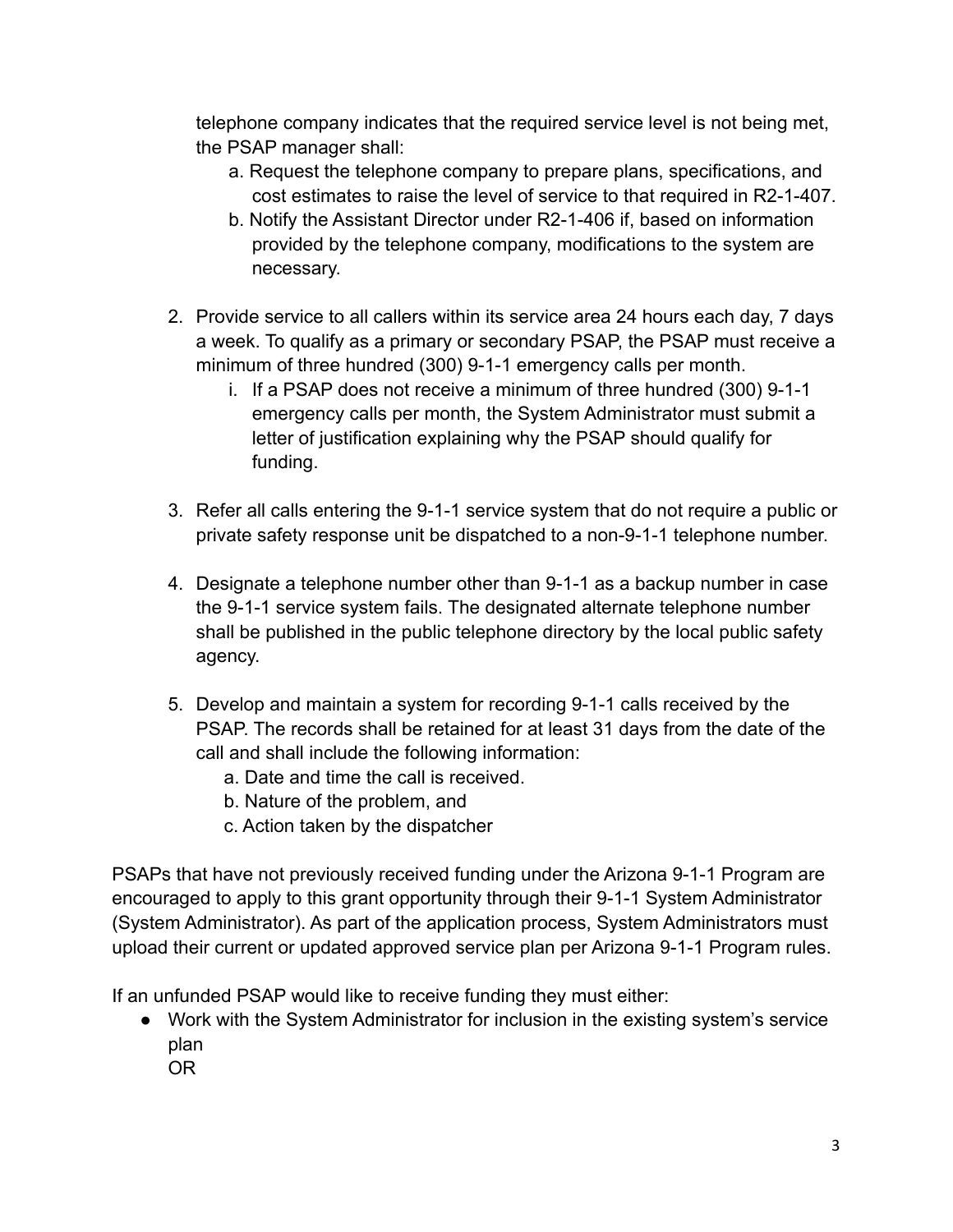telephone company indicates that the required service level is not being met, the PSAP manager shall:

   a. Request the telephone company to prepare plans, specifications, and cost estimates to raise the level of service to that required in R2-1-407.
   b. Notify the Assistant Director under R2-1-406 if, based on information provided by the telephone company, modifications to the system are necessary.

2. Provide service to all callers within its service area 24 hours each day, 7 days a week. To qualify as a primary or secondary PSAP, the PSAP must receive a minimum of three hundred (300) 9-1-1 emergency calls per month.
   i. If a PSAP does not receive a minimum of three hundred (300) 9-1-1 emergency calls per month, the System Administrator must submit a letter of justification explaining why the PSAP should qualify for funding.

3. Refer all calls entering the 9-1-1 service system that do not require a public or private safety response unit be dispatched to a non-9-1-1 telephone number.

4. Designate a telephone number other than 9-1-1 as a backup number in case the 9-1-1 service system fails. The designated alternate telephone number shall be published in the public telephone directory by the local public safety agency.

5. Develop and maintain a system for recording 9-1-1 calls received by the PSAP. The records shall be retained for at least 31 days from the date of the call and shall include the following information:
   a. Date and time the call is received.
   b. Nature of the problem, and
   c. Action taken by the dispatcher

PSAPs that have not previously received funding under the Arizona 9-1-1 Program are encouraged to apply to this grant opportunity through their 9-1-1 System Administrator (System Administrator). As part of the application process, System Administrators must upload their current or updated approved service plan per Arizona 9-1-1 Program rules.

If an unfunded PSAP would like to receive funding they must either:

- Work with the System Administrator for inclusion in the existing system's service plan
  OR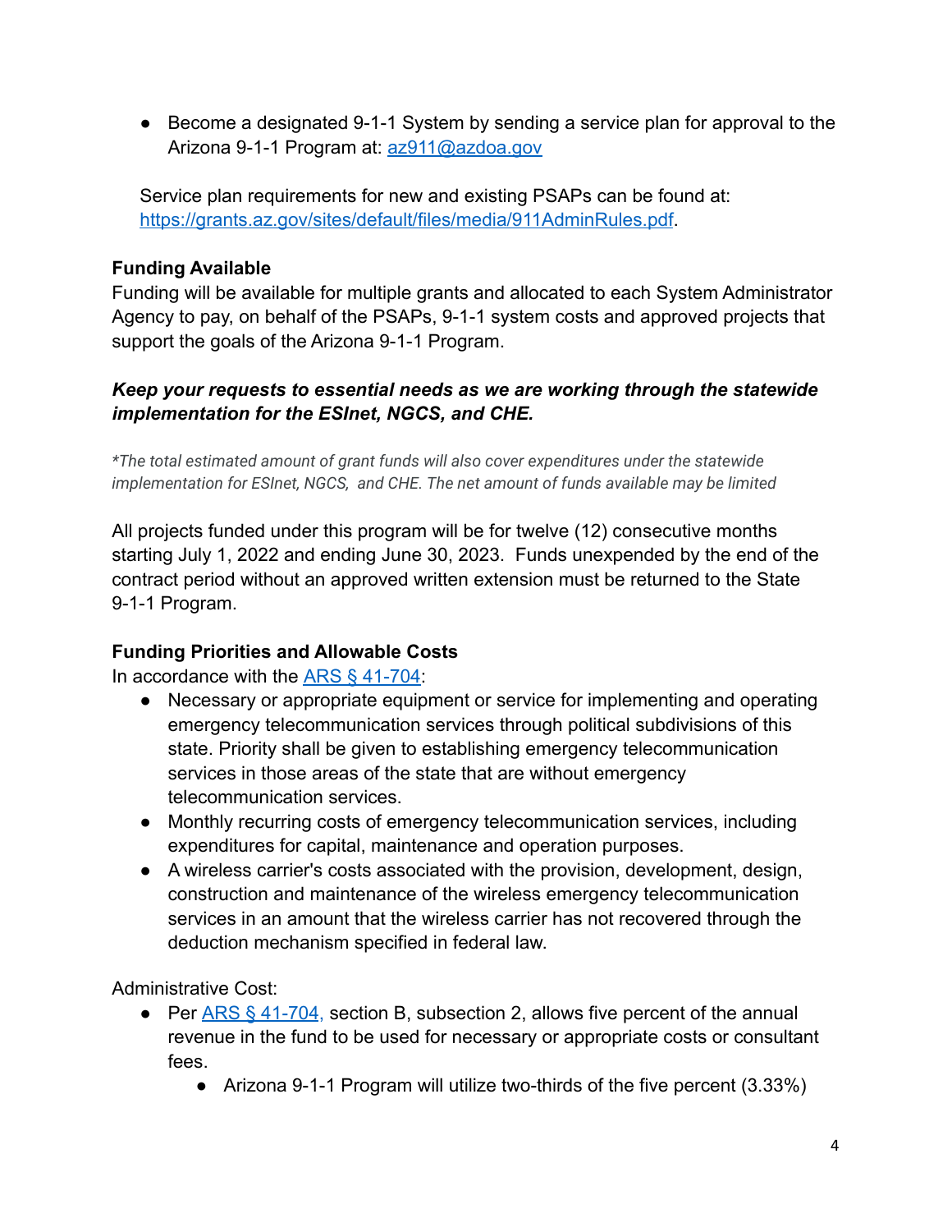- Become a designated 9-1-1 System by sending a service plan for approval to the Arizona 9-1-1 Program at: [az911@azdoa.gov](mailto:az911@azdoa.gov)

Service plan requirements for new and existing PSAPs can be found at: [https://grants.az.gov/sites/default/files/media/911AdminRules.pdf](https://grants.az.gov/sites/default/files/media/911AdminRules.pdf).

**Funding Available**

Funding will be available for multiple grants and allocated to each System Administrator Agency to pay, on behalf of the PSAPs, 9-1-1 system costs and approved projects that support the goals of the Arizona 9-1-1 Program.

***Keep your requests to essential needs as we are working through the statewide implementation for the ESInet, NGCS, and CHE.***

*\*The total estimated amount of grant funds will also cover expenditures under the statewide implementation for ESInet, NGCS, and CHE. The net amount of funds available may be limited*

All projects funded under this program will be for twelve (12) consecutive months starting July 1, 2022 and ending June 30, 2023. Funds unexpended by the end of the contract period without an approved written extension must be returned to the State 9-1-1 Program.

**Funding Priorities and Allowable Costs**

In accordance with the [ARS § 41-704](#):

- Necessary or appropriate equipment or service for implementing and operating emergency telecommunication services through political subdivisions of this state. Priority shall be given to establishing emergency telecommunication services in those areas of the state that are without emergency telecommunication services.
- Monthly recurring costs of emergency telecommunication services, including expenditures for capital, maintenance and operation purposes.
- A wireless carrier's costs associated with the provision, development, design, construction and maintenance of the wireless emergency telecommunication services in an amount that the wireless carrier has not recovered through the deduction mechanism specified in federal law.

Administrative Cost:

- Per [ARS § 41-704,](#) section B, subsection 2, allows five percent of the annual revenue in the fund to be used for necessary or appropriate costs or consultant fees.
    - Arizona 9-1-1 Program will utilize two-thirds of the five percent (3.33%)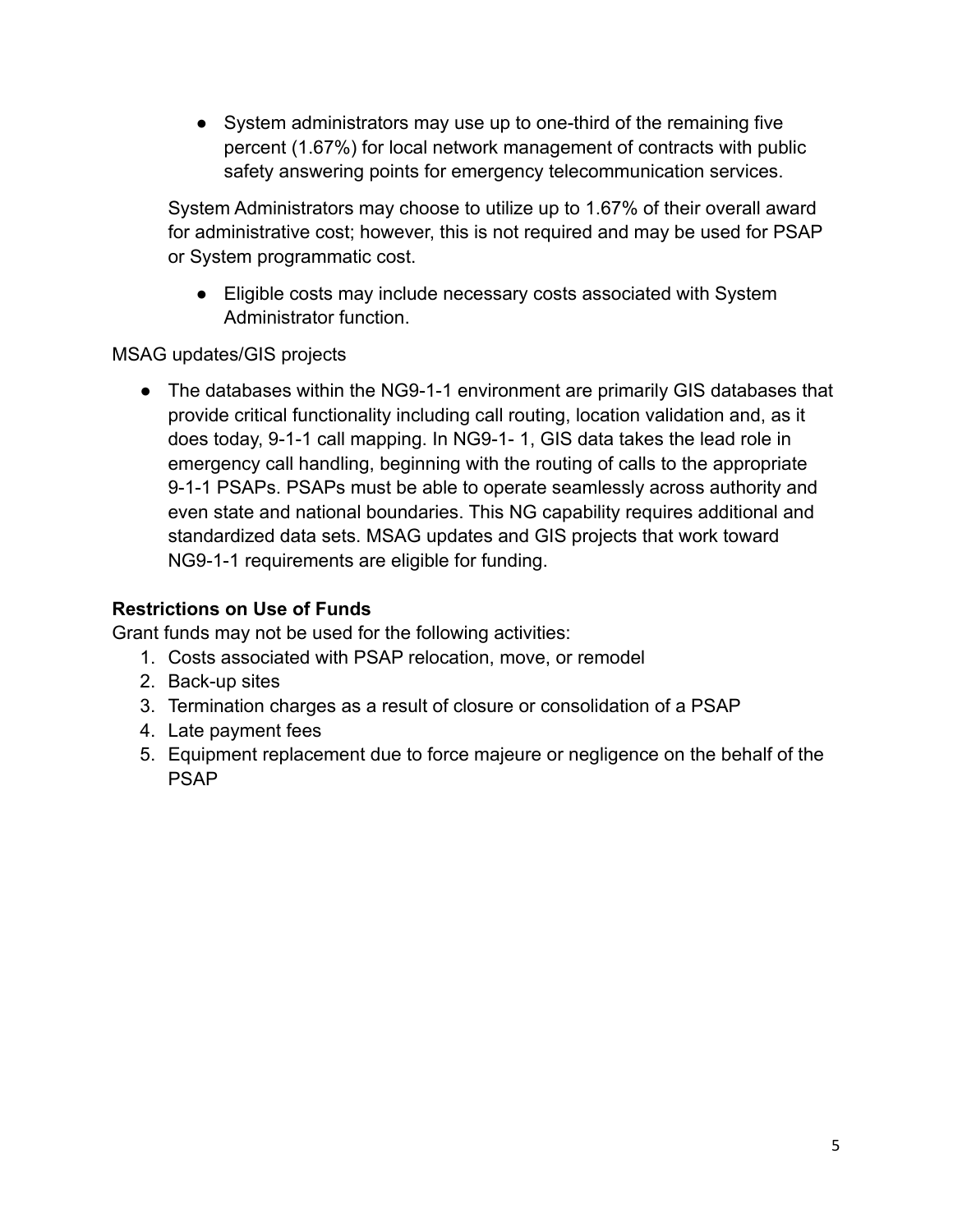- System administrators may use up to one-third of the remaining five percent (1.67%) for local network management of contracts with public safety answering points for emergency telecommunication services.

System Administrators may choose to utilize up to 1.67% of their overall award for administrative cost; however, this is not required and may be used for PSAP or System programmatic cost.

- Eligible costs may include necessary costs associated with System Administrator function.

MSAG updates/GIS projects

- The databases within the NG9-1-1 environment are primarily GIS databases that provide critical functionality including call routing, location validation and, as it does today, 9-1-1 call mapping. In NG9-1- 1, GIS data takes the lead role in emergency call handling, beginning with the routing of calls to the appropriate 9-1-1 PSAPs. PSAPs must be able to operate seamlessly across authority and even state and national boundaries. This NG capability requires additional and standardized data sets. MSAG updates and GIS projects that work toward NG9-1-1 requirements are eligible for funding.

**Restrictions on Use of Funds**

Grant funds may not be used for the following activities:

1. Costs associated with PSAP relocation, move, or remodel
2. Back-up sites
3. Termination charges as a result of closure or consolidation of a PSAP
4. Late payment fees
5. Equipment replacement due to force majeure or negligence on the behalf of the PSAP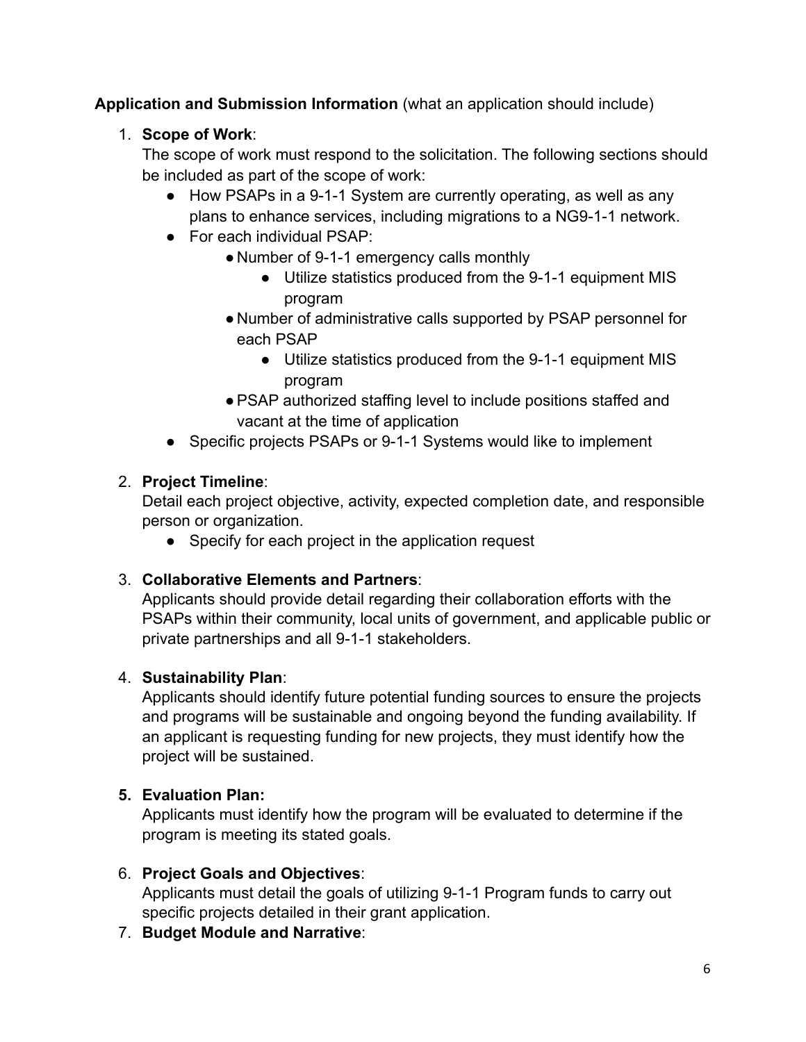**Application and Submission Information** (what an application should include)

1. **Scope of Work**:
   The scope of work must respond to the solicitation. The following sections should be included as part of the scope of work:
   - How PSAPs in a 9-1-1 System are currently operating, as well as any plans to enhance services, including migrations to a NG9-1-1 network.
   - For each individual PSAP:
     - Number of 9-1-1 emergency calls monthly
       - Utilize statistics produced from the 9-1-1 equipment MIS program
     - Number of administrative calls supported by PSAP personnel for each PSAP
       - Utilize statistics produced from the 9-1-1 equipment MIS program
     - PSAP authorized staffing level to include positions staffed and vacant at the time of application
   - Specific projects PSAPs or 9-1-1 Systems would like to implement

2. **Project Timeline**:
   Detail each project objective, activity, expected completion date, and responsible person or organization.
   - Specify for each project in the application request

3. **Collaborative Elements and Partners**:
   Applicants should provide detail regarding their collaboration efforts with the PSAPs within their community, local units of government, and applicable public or private partnerships and all 9-1-1 stakeholders.

4. **Sustainability Plan**:
   Applicants should identify future potential funding sources to ensure the projects and programs will be sustainable and ongoing beyond the funding availability. If an applicant is requesting funding for new projects, they must identify how the project will be sustained.

5. **Evaluation Plan:**
   Applicants must identify how the program will be evaluated to determine if the program is meeting its stated goals.

6. **Project Goals and Objectives**:
   Applicants must detail the goals of utilizing 9-1-1 Program funds to carry out specific projects detailed in their grant application.

7. **Budget Module and Narrative**: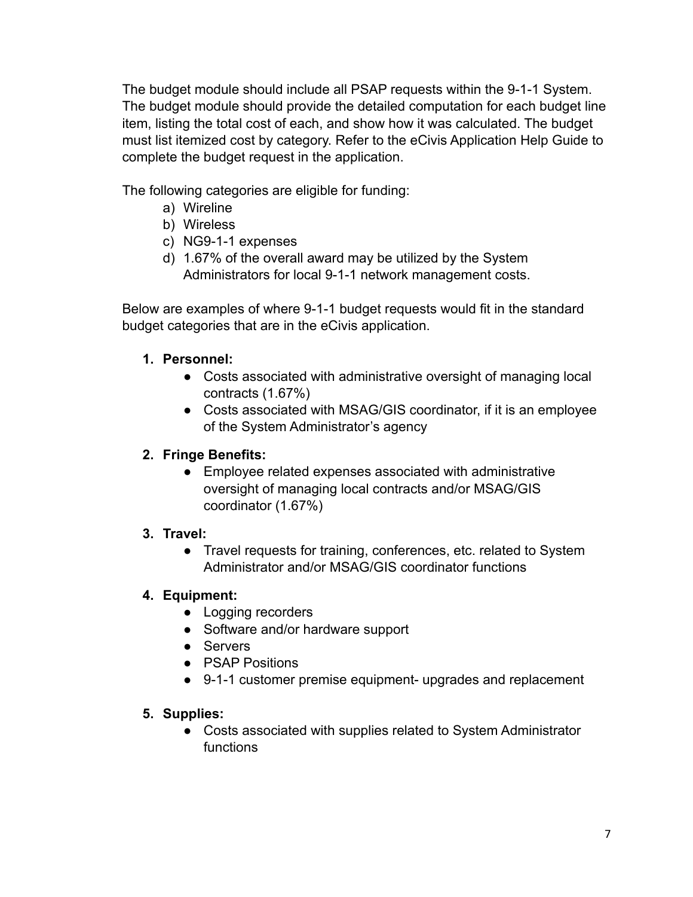The budget module should include all PSAP requests within the 9-1-1 System. The budget module should provide the detailed computation for each budget line item, listing the total cost of each, and show how it was calculated. The budget must list itemized cost by category. Refer to the eCivis Application Help Guide to complete the budget request in the application.

The following categories are eligible for funding:

a) Wireline
b) Wireless
c) NG9-1-1 expenses
d) 1.67% of the overall award may be utilized by the System Administrators for local 9-1-1 network management costs.

Below are examples of where 9-1-1 budget requests would fit in the standard budget categories that are in the eCivis application.

1. **Personnel:**
    - Costs associated with administrative oversight of managing local contracts (1.67%)
    - Costs associated with MSAG/GIS coordinator, if it is an employee of the System Administrator's agency
2. **Fringe Benefits:**
    - Employee related expenses associated with administrative oversight of managing local contracts and/or MSAG/GIS coordinator (1.67%)
3. **Travel:**
    - Travel requests for training, conferences, etc. related to System Administrator and/or MSAG/GIS coordinator functions
4. **Equipment:**
    - Logging recorders
    - Software and/or hardware support
    - Servers
    - PSAP Positions
    - 9-1-1 customer premise equipment- upgrades and replacement
5. **Supplies:**
    - Costs associated with supplies related to System Administrator functions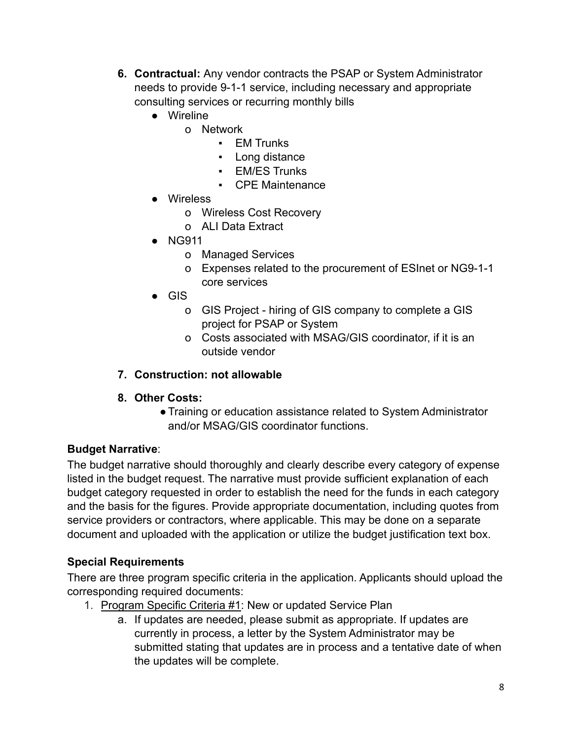6. **Contractual:** Any vendor contracts the PSAP or System Administrator needs to provide 9-1-1 service, including necessary and appropriate consulting services or recurring monthly bills
    - Wireline
        - Network
            - EM Trunks
            - Long distance
            - EM/ES Trunks
            - CPE Maintenance
    - Wireless
        - Wireless Cost Recovery
        - ALI Data Extract
    - NG911
        - Managed Services
        - Expenses related to the procurement of ESInet or NG9-1-1 core services
    - GIS
        - GIS Project - hiring of GIS company to complete a GIS project for PSAP or System
        - Costs associated with MSAG/GIS coordinator, if it is an outside vendor

7. **Construction: not allowable**

8. **Other Costs:**
    - Training or education assistance related to System Administrator and/or MSAG/GIS coordinator functions.

**Budget Narrative**:

The budget narrative should thoroughly and clearly describe every category of expense listed in the budget request. The narrative must provide sufficient explanation of each budget category requested in order to establish the need for the funds in each category and the basis for the figures. Provide appropriate documentation, including quotes from service providers or contractors, where applicable. This may be done on a separate document and uploaded with the application or utilize the budget justification text box.

**Special Requirements**

There are three program specific criteria in the application. Applicants should upload the corresponding required documents:

1. Program Specific Criteria #1: New or updated Service Plan
    a. If updates are needed, please submit as appropriate. If updates are currently in process, a letter by the System Administrator may be submitted stating that updates are in process and a tentative date of when the updates will be complete.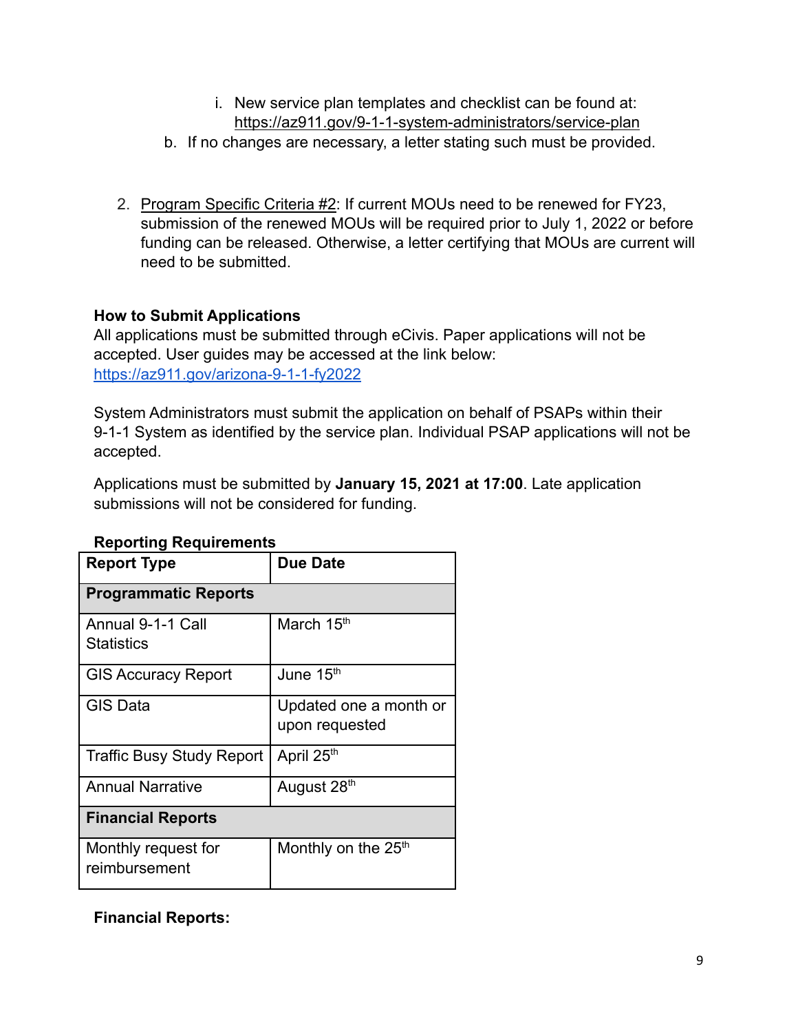i. New service plan templates and checklist can be found at: https://az911.gov/9-1-1-system-administrators/service-plan

b. If no changes are necessary, a letter stating such must be provided.

2. Program Specific Criteria #2: If current MOUs need to be renewed for FY23, submission of the renewed MOUs will be required prior to July 1, 2022 or before funding can be released. Otherwise, a letter certifying that MOUs are current will need to be submitted.

**How to Submit Applications**

All applications must be submitted through eCivis. Paper applications will not be accepted. User guides may be accessed at the link below: https://az911.gov/arizona-9-1-1-fy2022

System Administrators must submit the application on behalf of PSAPs within their 9-1-1 System as identified by the service plan. Individual PSAP applications will not be accepted.

Applications must be submitted by **January 15, 2021 at 17:00**. Late application submissions will not be considered for funding.

**Reporting Requirements**

| Report Type | Due Date |
|---|---|
| **Programmatic Reports** | |
| Annual 9-1-1 Call Statistics | March 15th |
| GIS Accuracy Report | June 15th |
| GIS Data | Updated one a month or upon requested |
| Traffic Busy Study Report | April 25th |
| Annual Narrative | August 28th |
| **Financial Reports** | |
| Monthly request for reimbursement | Monthly on the 25th |

**Financial Reports:**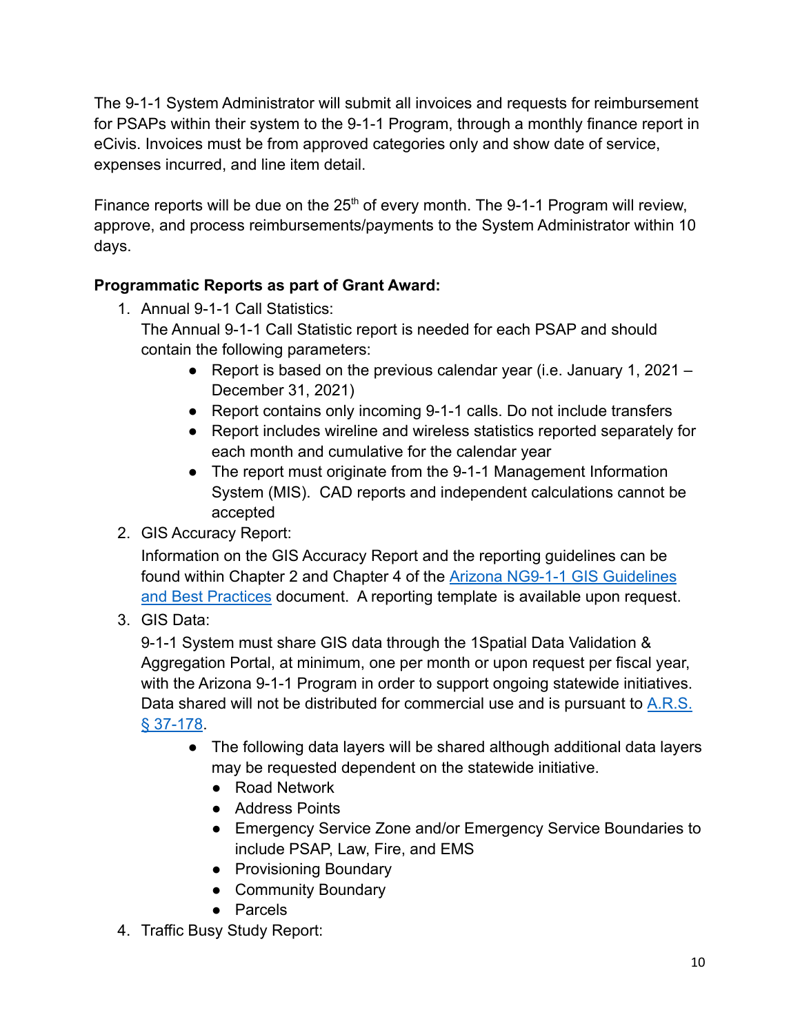The 9-1-1 System Administrator will submit all invoices and requests for reimbursement for PSAPs within their system to the 9-1-1 Program, through a monthly finance report in eCivis. Invoices must be from approved categories only and show date of service, expenses incurred, and line item detail.

Finance reports will be due on the 25th of every month. The 9-1-1 Program will review, approve, and process reimbursements/payments to the System Administrator within 10 days.

**Programmatic Reports as part of Grant Award:**

1. Annual 9-1-1 Call Statistics:
   The Annual 9-1-1 Call Statistic report is needed for each PSAP and should contain the following parameters:
   - Report is based on the previous calendar year (i.e. January 1, 2021 – December 31, 2021)
   - Report contains only incoming 9-1-1 calls. Do not include transfers
   - Report includes wireline and wireless statistics reported separately for each month and cumulative for the calendar year
   - The report must originate from the 9-1-1 Management Information System (MIS). CAD reports and independent calculations cannot be accepted
2. GIS Accuracy Report:
   Information on the GIS Accuracy Report and the reporting guidelines can be found within Chapter 2 and Chapter 4 of the [Arizona NG9-1-1 GIS Guidelines and Best Practices] document. A reporting template is available upon request.
3. GIS Data:
   9-1-1 System must share GIS data through the 1Spatial Data Validation & Aggregation Portal, at minimum, one per month or upon request per fiscal year, with the Arizona 9-1-1 Program in order to support ongoing statewide initiatives. Data shared will not be distributed for commercial use and is pursuant to [A.R.S. § 37-178].
   - The following data layers will be shared although additional data layers may be requested dependent on the statewide initiative.
     - Road Network
     - Address Points
     - Emergency Service Zone and/or Emergency Service Boundaries to include PSAP, Law, Fire, and EMS
     - Provisioning Boundary
     - Community Boundary
     - Parcels
4. Traffic Busy Study Report: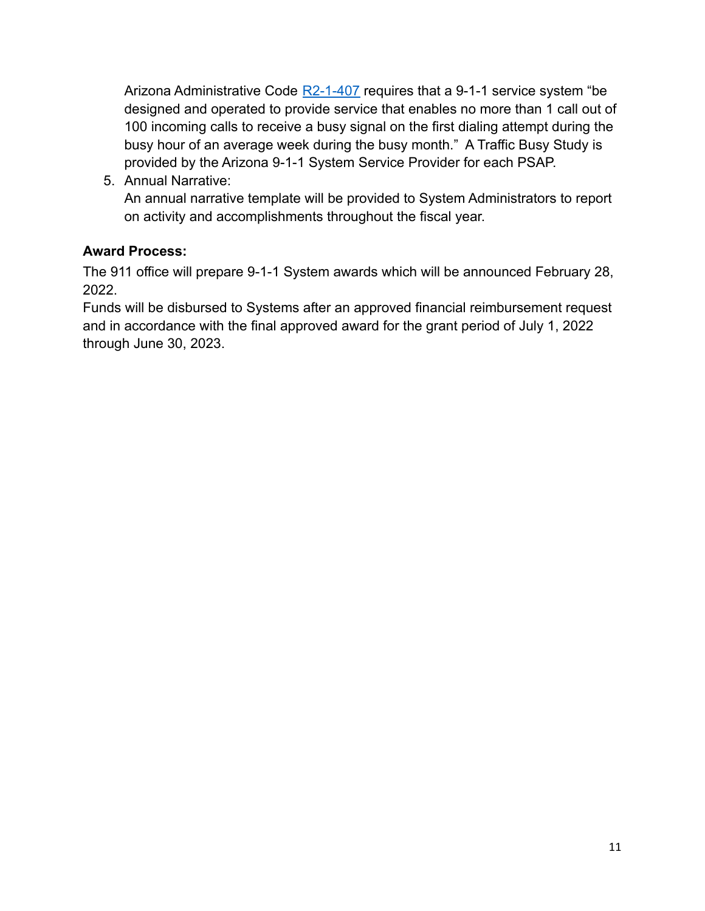Arizona Administrative Code R2-1-407 requires that a 9-1-1 service system "be designed and operated to provide service that enables no more than 1 call out of 100 incoming calls to receive a busy signal on the first dialing attempt during the busy hour of an average week during the busy month." A Traffic Busy Study is provided by the Arizona 9-1-1 System Service Provider for each PSAP.

5. Annual Narrative:
   An annual narrative template will be provided to System Administrators to report on activity and accomplishments throughout the fiscal year.

**Award Process:**

The 911 office will prepare 9-1-1 System awards which will be announced February 28, 2022.

Funds will be disbursed to Systems after an approved financial reimbursement request and in accordance with the final approved award for the grant period of July 1, 2022 through June 30, 2023.